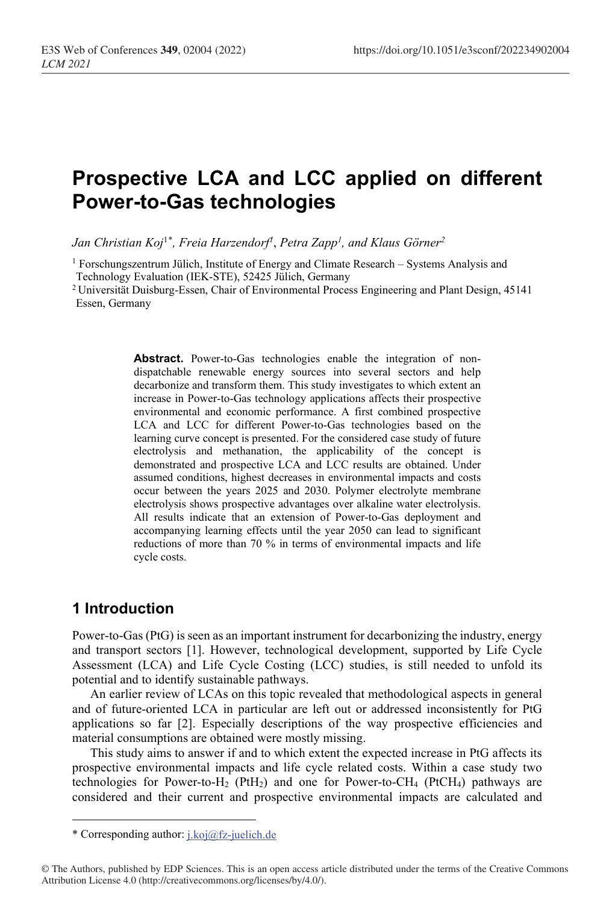# Prospective LCA and LCC applied on different Power-to-Gas technologies

*Jan Christian Koj*[1*], *Freia Harzendorf*[1], *Petra Zapp*[1], *and Klaus Görner*[2]

[1] Forschungszentrum Jülich, Institute of Energy and Climate Research – Systems Analysis and Technology Evaluation (IEK-STE), 52425 Jülich, Germany

[2] Universität Duisburg-Essen, Chair of Environmental Process Engineering and Plant Design, 45141 Essen, Germany

**Abstract.** Power-to-Gas technologies enable the integration of non-dispatchable renewable energy sources into several sectors and help decarbonize and transform them. This study investigates to which extent an increase in Power-to-Gas technology applications affects their prospective environmental and economic performance. A first combined prospective LCA and LCC for different Power-to-Gas technologies based on the learning curve concept is presented. For the considered case study of future electrolysis and methanation, the applicability of the concept is demonstrated and prospective LCA and LCC results are obtained. Under assumed conditions, highest decreases in environmental impacts and costs occur between the years 2025 and 2030. Polymer electrolyte membrane electrolysis shows prospective advantages over alkaline water electrolysis. All results indicate that an extension of Power-to-Gas deployment and accompanying learning effects until the year 2050 can lead to significant reductions of more than 70 % in terms of environmental impacts and life cycle costs.

## 1 Introduction

Power-to-Gas (PtG) is seen as an important instrument for decarbonizing the industry, energy and transport sectors [1]. However, technological development, supported by Life Cycle Assessment (LCA) and Life Cycle Costing (LCC) studies, is still needed to unfold its potential and to identify sustainable pathways.

An earlier review of LCAs on this topic revealed that methodological aspects in general and of future-oriented LCA in particular are left out or addressed inconsistently for PtG applications so far [2]. Especially descriptions of the way prospective efficiencies and material consumptions are obtained were mostly missing.

This study aims to answer if and to which extent the expected increase in PtG affects its prospective environmental impacts and life cycle related costs. Within a case study two technologies for Power-to-$H_2$ (Pt$H_2$) and one for Power-to-$CH_4$ (Pt$CH_4$) pathways are considered and their current and prospective environmental impacts are calculated and

\* Corresponding author: j.koj@fz-juelich.de

© The Authors, published by EDP Sciences. This is an open access article distributed under the terms of the Creative Commons Attribution License 4.0 (http://creativecommons.org/licenses/by/4.0/).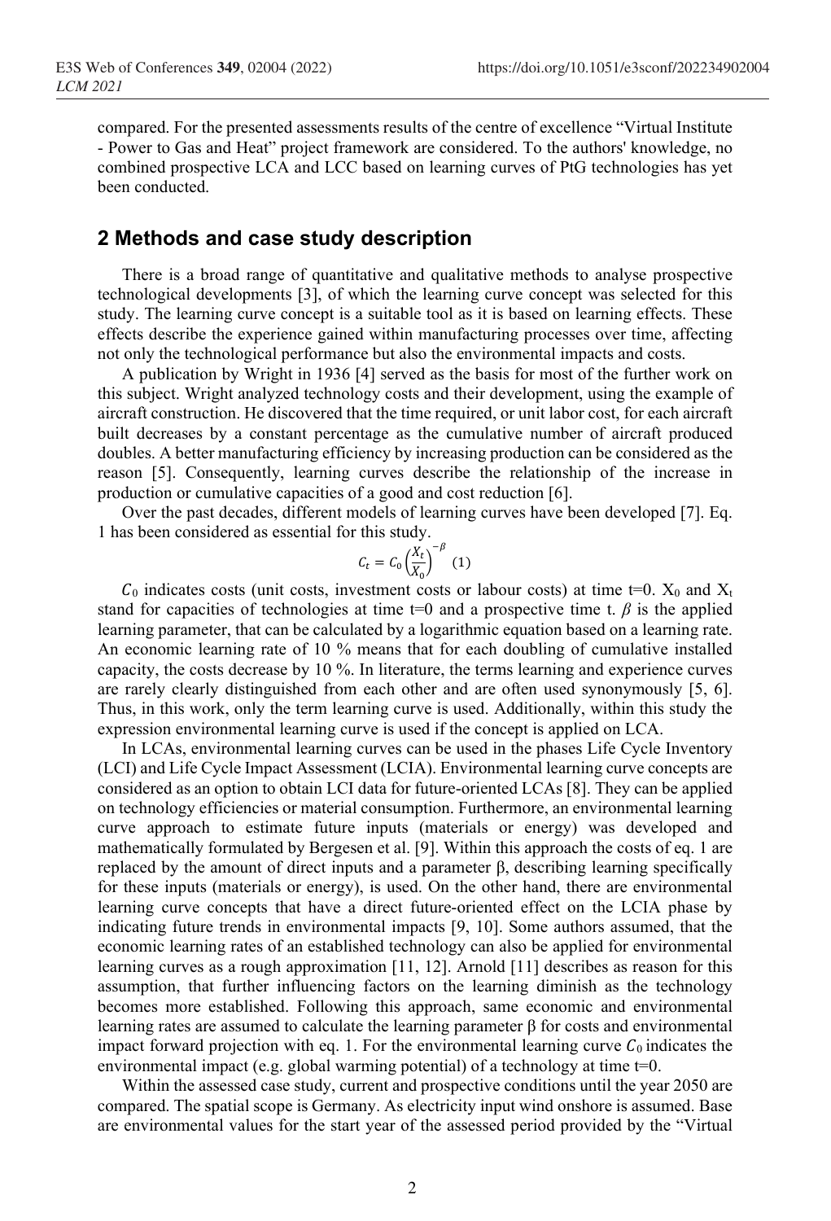compared. For the presented assessments results of the centre of excellence "Virtual Institute - Power to Gas and Heat" project framework are considered. To the authors' knowledge, no combined prospective LCA and LCC based on learning curves of PtG technologies has yet been conducted.

## 2 Methods and case study description

There is a broad range of quantitative and qualitative methods to analyse prospective technological developments [3], of which the learning curve concept was selected for this study. The learning curve concept is a suitable tool as it is based on learning effects. These effects describe the experience gained within manufacturing processes over time, affecting not only the technological performance but also the environmental impacts and costs.

A publication by Wright in 1936 [4] served as the basis for most of the further work on this subject. Wright analyzed technology costs and their development, using the example of aircraft construction. He discovered that the time required, or unit labor cost, for each aircraft built decreases by a constant percentage as the cumulative number of aircraft produced doubles. A better manufacturing efficiency by increasing production can be considered as the reason [5]. Consequently, learning curves describe the relationship of the increase in production or cumulative capacities of a good and cost reduction [6].

Over the past decades, different models of learning curves have been developed [7]. Eq. 1 has been considered as essential for this study.

$$C_t = C_0 \left(\frac{X_t}{X_0}\right)^{-\beta} \quad (1)$$

$C_0$ indicates costs (unit costs, investment costs or labour costs) at time t=0. $X_0$ and $X_t$ stand for capacities of technologies at time t=0 and a prospective time t. $\beta$ is the applied learning parameter, that can be calculated by a logarithmic equation based on a learning rate. An economic learning rate of 10 % means that for each doubling of cumulative installed capacity, the costs decrease by 10 %. In literature, the terms learning and experience curves are rarely clearly distinguished from each other and are often used synonymously [5, 6]. Thus, in this work, only the term learning curve is used. Additionally, within this study the expression environmental learning curve is used if the concept is applied on LCA.

In LCAs, environmental learning curves can be used in the phases Life Cycle Inventory (LCI) and Life Cycle Impact Assessment (LCIA). Environmental learning curve concepts are considered as an option to obtain LCI data for future-oriented LCAs [8]. They can be applied on technology efficiencies or material consumption. Furthermore, an environmental learning curve approach to estimate future inputs (materials or energy) was developed and mathematically formulated by Bergesen et al. [9]. Within this approach the costs of eq. 1 are replaced by the amount of direct inputs and a parameter β, describing learning specifically for these inputs (materials or energy), is used. On the other hand, there are environmental learning curve concepts that have a direct future-oriented effect on the LCIA phase by indicating future trends in environmental impacts [9, 10]. Some authors assumed, that the economic learning rates of an established technology can also be applied for environmental learning curves as a rough approximation [11, 12]. Arnold [11] describes as reason for this assumption, that further influencing factors on the learning diminish as the technology becomes more established. Following this approach, same economic and environmental learning rates are assumed to calculate the learning parameter β for costs and environmental impact forward projection with eq. 1. For the environmental learning curve $C_0$ indicates the environmental impact (e.g. global warming potential) of a technology at time t=0.

Within the assessed case study, current and prospective conditions until the year 2050 are compared. The spatial scope is Germany. As electricity input wind onshore is assumed. Base are environmental values for the start year of the assessed period provided by the "Virtual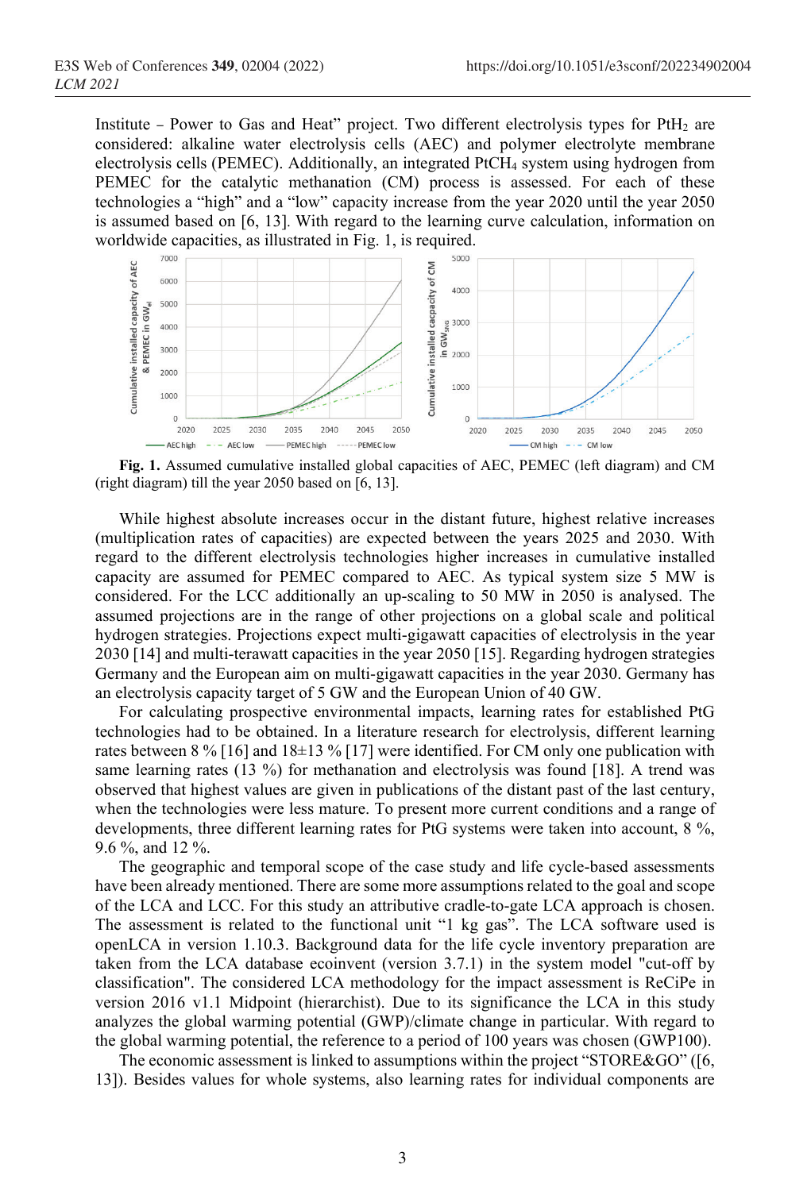Institute – Power to Gas and Heat" project. Two different electrolysis types for $PtH_2$ are considered: alkaline water electrolysis cells (AEC) and polymer electrolyte membrane electrolysis cells (PEMEC). Additionally, an integrated $PtCH_4$ system using hydrogen from PEMEC for the catalytic methanation (CM) process is assessed. For each of these technologies a "high" and a "low" capacity increase from the year 2020 until the year 2050 is assumed based on [6, 13]. With regard to the learning curve calculation, information on worldwide capacities, as illustrated in Fig. 1, is required.

**Fig. 1.** Assumed cumulative installed global capacities of AEC, PEMEC (left diagram) and CM (right diagram) till the year 2050 based on [6, 13].

While highest absolute increases occur in the distant future, highest relative increases (multiplication rates of capacities) are expected between the years 2025 and 2030. With regard to the different electrolysis technologies higher increases in cumulative installed capacity are assumed for PEMEC compared to AEC. As typical system size 5 MW is considered. For the LCC additionally an up-scaling to 50 MW in 2050 is analysed. The assumed projections are in the range of other projections on a global scale and political hydrogen strategies. Projections expect multi-gigawatt capacities of electrolysis in the year 2030 [14] and multi-terawatt capacities in the year 2050 [15]. Regarding hydrogen strategies Germany and the European aim on multi-gigawatt capacities in the year 2030. Germany has an electrolysis capacity target of 5 GW and the European Union of 40 GW.

For calculating prospective environmental impacts, learning rates for established PtG technologies had to be obtained. In a literature research for electrolysis, different learning rates between 8 % [16] and 18±13 % [17] were identified. For CM only one publication with same learning rates (13 %) for methanation and electrolysis was found [18]. A trend was observed that highest values are given in publications of the distant past of the last century, when the technologies were less mature. To present more current conditions and a range of developments, three different learning rates for PtG systems were taken into account, 8 %, 9.6 %, and 12 %.

The geographic and temporal scope of the case study and life cycle-based assessments have been already mentioned. There are some more assumptions related to the goal and scope of the LCA and LCC. For this study an attributive cradle-to-gate LCA approach is chosen. The assessment is related to the functional unit "1 kg gas". The LCA software used is openLCA in version 1.10.3. Background data for the life cycle inventory preparation are taken from the LCA database ecoinvent (version 3.7.1) in the system model "cut-off by classification". The considered LCA methodology for the impact assessment is ReCiPe in version 2016 v1.1 Midpoint (hierarchist). Due to its significance the LCA in this study analyzes the global warming potential (GWP)/climate change in particular. With regard to the global warming potential, the reference to a period of 100 years was chosen (GWP100).

The economic assessment is linked to assumptions within the project "STORE&GO" ([6, 13]). Besides values for whole systems, also learning rates for individual components are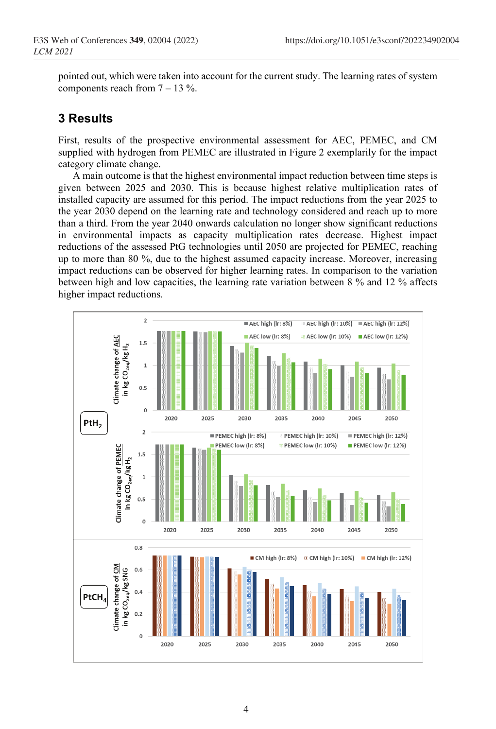pointed out, which were taken into account for the current study. The learning rates of system components reach from 7 – 13 %.

## 3 Results

First, results of the prospective environmental assessment for AEC, PEMEC, and CM supplied with hydrogen from PEMEC are illustrated in Figure 2 exemplarily for the impact category climate change.

A main outcome is that the highest environmental impact reduction between time steps is given between 2025 and 2030. This is because highest relative multiplication rates of installed capacity are assumed for this period. The impact reductions from the year 2025 to the year 2030 depend on the learning rate and technology considered and reach up to more than a third. From the year 2040 onwards calculation no longer show significant reductions in environmental impacts as capacity multiplication rates decrease. Highest impact reductions of the assessed PtG technologies until 2050 are projected for PEMEC, reaching up to more than 80 %, due to the highest assumed capacity increase. Moreover, increasing impact reductions can be observed for higher learning rates. In comparison to the variation between high and low capacities, the learning rate variation between 8 % and 12 % affects higher impact reductions.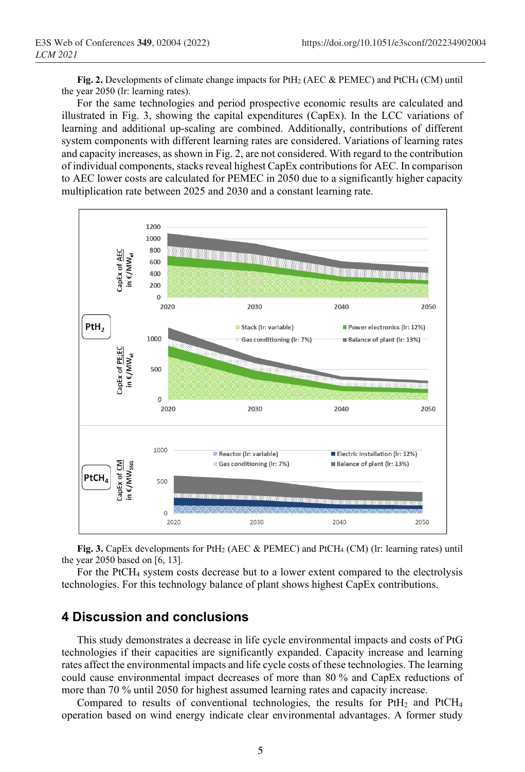**Fig. 2.** Developments of climate change impacts for $PtH_2$ (AEC & PEMEC) and $PtCH_4$ (CM) until the year 2050 (lr: learning rates).

For the same technologies and period prospective economic results are calculated and illustrated in Fig. 3, showing the capital expenditures (CapEx). In the LCC variations of learning and additional up-scaling are combined. Additionally, contributions of different system components with different learning rates are considered. Variations of learning rates and capacity increases, as shown in Fig. 2, are not considered. With regard to the contribution of individual components, stacks reveal highest CapEx contributions for AEC. In comparison to AEC lower costs are calculated for PEMEC in 2050 due to a significantly higher capacity multiplication rate between 2025 and 2030 and a constant learning rate.

**Fig. 3.** CapEx developments for $PtH_2$ (AEC & PEMEC) and $PtCH_4$ (CM) (lr: learning rates) until the year 2050 based on [6, 13].

For the $PtCH_4$ system costs decrease but to a lower extent compared to the electrolysis technologies. For this technology balance of plant shows highest CapEx contributions.

## 4 Discussion and conclusions

This study demonstrates a decrease in life cycle environmental impacts and costs of PtG technologies if their capacities are significantly expanded. Capacity increase and learning rates affect the environmental impacts and life cycle costs of these technologies. The learning could cause environmental impact decreases of more than 80 % and CapEx reductions of more than 70 % until 2050 for highest assumed learning rates and capacity increase.

Compared to results of conventional technologies, the results for $PtH_2$ and $PtCH_4$ operation based on wind energy indicate clear environmental advantages. A former study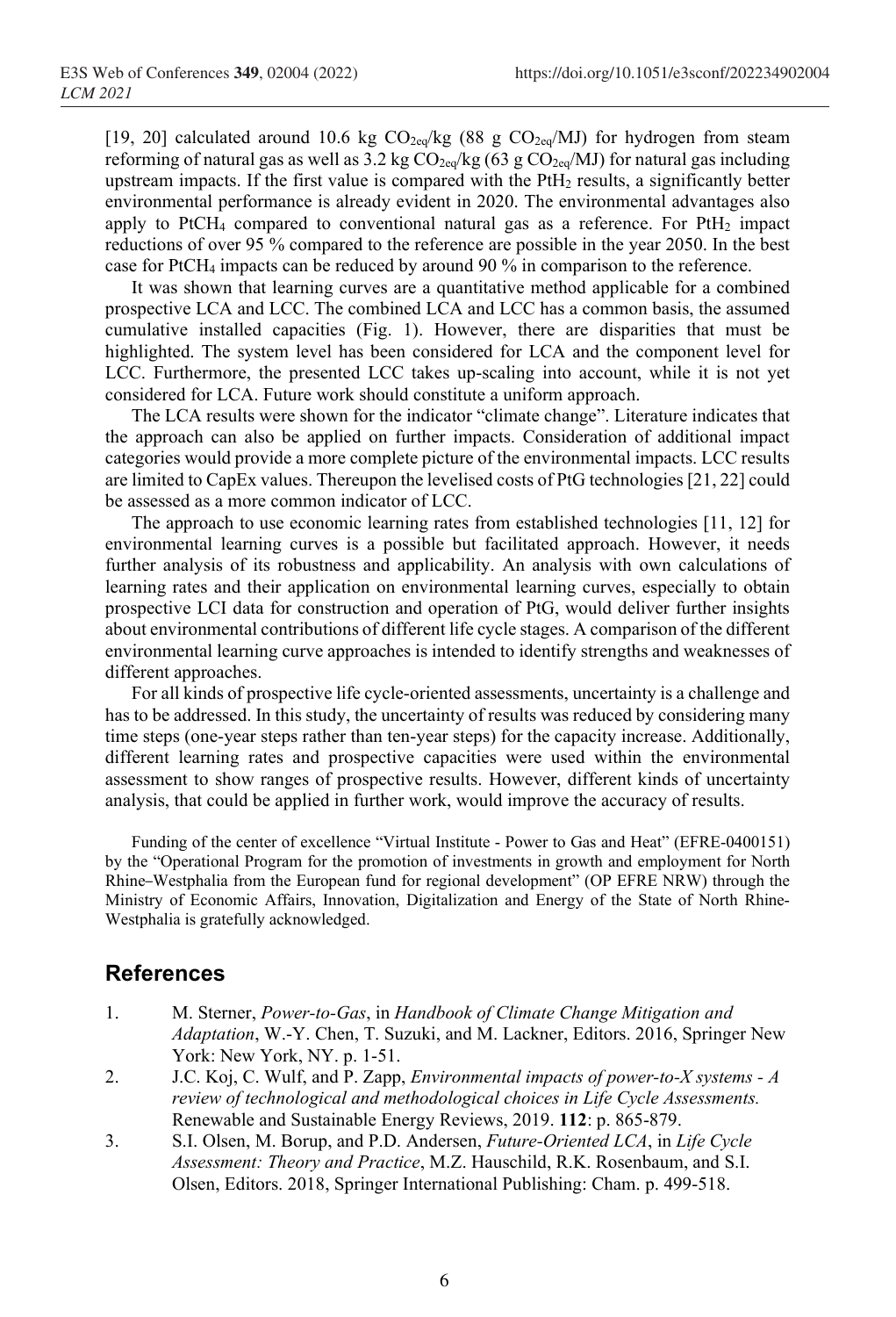[19, 20] calculated around 10.6 kg $CO_{2eq}$/kg (88 g $CO_{2eq}$/MJ) for hydrogen from steam reforming of natural gas as well as 3.2 kg $CO_{2eq}$/kg (63 g $CO_{2eq}$/MJ) for natural gas including upstream impacts. If the first value is compared with the $PtH_2$ results, a significantly better environmental performance is already evident in 2020. The environmental advantages also apply to $PtCH_4$ compared to conventional natural gas as a reference. For $PtH_2$ impact reductions of over 95 % compared to the reference are possible in the year 2050. In the best case for $PtCH_4$ impacts can be reduced by around 90 % in comparison to the reference.

It was shown that learning curves are a quantitative method applicable for a combined prospective LCA and LCC. The combined LCA and LCC has a common basis, the assumed cumulative installed capacities (Fig. 1). However, there are disparities that must be highlighted. The system level has been considered for LCA and the component level for LCC. Furthermore, the presented LCC takes up-scaling into account, while it is not yet considered for LCA. Future work should constitute a uniform approach.

The LCA results were shown for the indicator "climate change". Literature indicates that the approach can also be applied on further impacts. Consideration of additional impact categories would provide a more complete picture of the environmental impacts. LCC results are limited to CapEx values. Thereupon the levelised costs of PtG technologies [21, 22] could be assessed as a more common indicator of LCC.

The approach to use economic learning rates from established technologies [11, 12] for environmental learning curves is a possible but facilitated approach. However, it needs further analysis of its robustness and applicability. An analysis with own calculations of learning rates and their application on environmental learning curves, especially to obtain prospective LCI data for construction and operation of PtG, would deliver further insights about environmental contributions of different life cycle stages. A comparison of the different environmental learning curve approaches is intended to identify strengths and weaknesses of different approaches.

For all kinds of prospective life cycle-oriented assessments, uncertainty is a challenge and has to be addressed. In this study, the uncertainty of results was reduced by considering many time steps (one-year steps rather than ten-year steps) for the capacity increase. Additionally, different learning rates and prospective capacities were used within the environmental assessment to show ranges of prospective results. However, different kinds of uncertainty analysis, that could be applied in further work, would improve the accuracy of results.

Funding of the center of excellence "Virtual Institute - Power to Gas and Heat" (EFRE-0400151) by the "Operational Program for the promotion of investments in growth and employment for North Rhine–Westphalia from the European fund for regional development" (OP EFRE NRW) through the Ministry of Economic Affairs, Innovation, Digitalization and Energy of the State of North Rhine-Westphalia is gratefully acknowledged.

## References

1. M. Sterner, *Power-to-Gas*, in *Handbook of Climate Change Mitigation and Adaptation*, W.-Y. Chen, T. Suzuki, and M. Lackner, Editors. 2016, Springer New York: New York, NY. p. 1-51.
2. J.C. Koj, C. Wulf, and P. Zapp, *Environmental impacts of power-to-X systems - A review of technological and methodological choices in Life Cycle Assessments.* Renewable and Sustainable Energy Reviews, 2019. **112**: p. 865-879.
3. S.I. Olsen, M. Borup, and P.D. Andersen, *Future-Oriented LCA*, in *Life Cycle Assessment: Theory and Practice*, M.Z. Hauschild, R.K. Rosenbaum, and S.I. Olsen, Editors. 2018, Springer International Publishing: Cham. p. 499-518.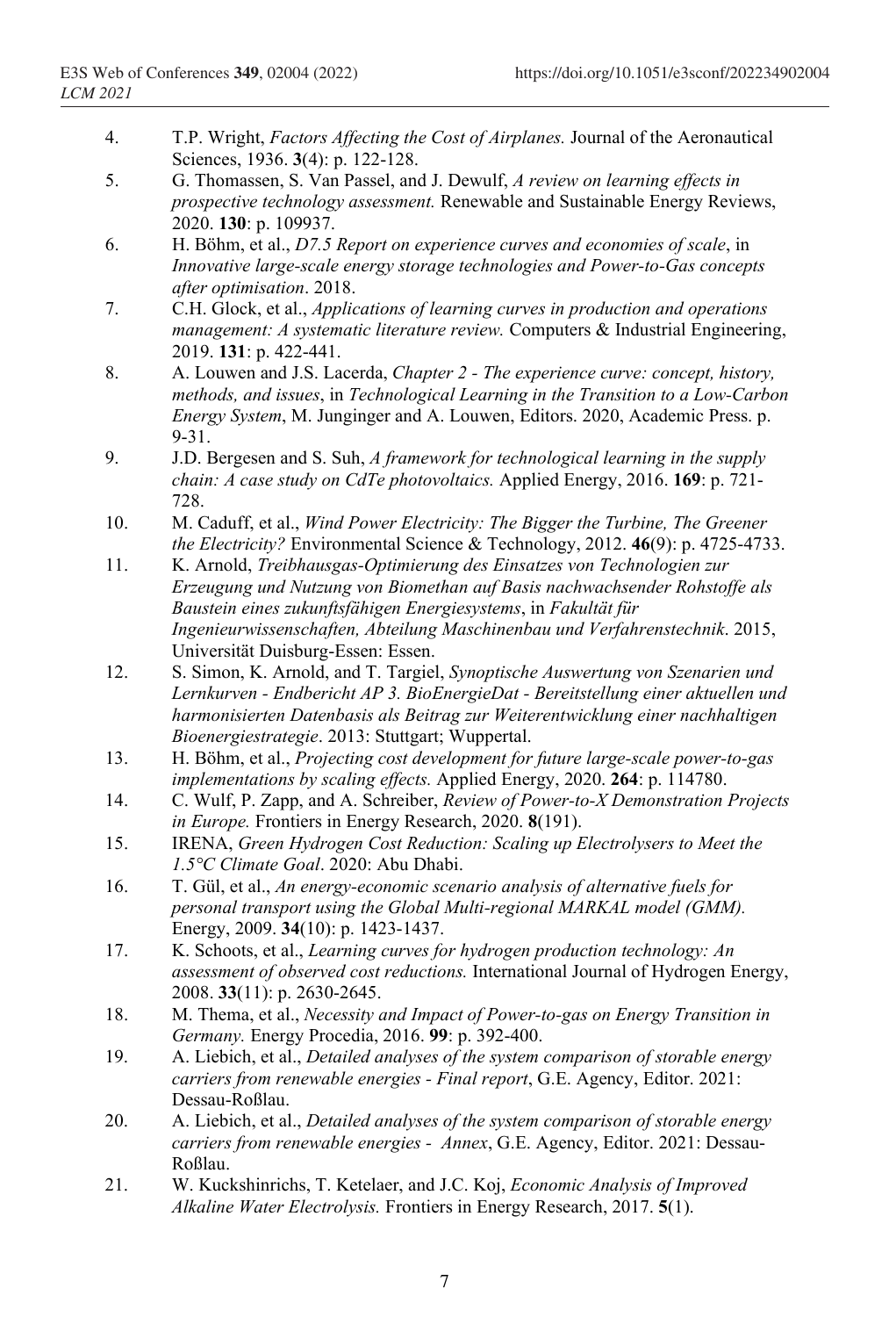4. T.P. Wright, *Factors Affecting the Cost of Airplanes.* Journal of the Aeronautical Sciences, 1936. **3**(4): p. 122-128.
5. G. Thomassen, S. Van Passel, and J. Dewulf, *A review on learning effects in prospective technology assessment.* Renewable and Sustainable Energy Reviews, 2020. **130**: p. 109937.
6. H. Böhm, et al., *D7.5 Report on experience curves and economies of scale*, in *Innovative large-scale energy storage technologies and Power-to-Gas concepts after optimisation*. 2018.
7. C.H. Glock, et al., *Applications of learning curves in production and operations management: A systematic literature review.* Computers & Industrial Engineering, 2019. **131**: p. 422-441.
8. A. Louwen and J.S. Lacerda, *Chapter 2 - The experience curve: concept, history, methods, and issues*, in *Technological Learning in the Transition to a Low-Carbon Energy System*, M. Junginger and A. Louwen, Editors. 2020, Academic Press. p. 9-31.
9. J.D. Bergesen and S. Suh, *A framework for technological learning in the supply chain: A case study on CdTe photovoltaics.* Applied Energy, 2016. **169**: p. 721-728.
10. M. Caduff, et al., *Wind Power Electricity: The Bigger the Turbine, The Greener the Electricity?* Environmental Science & Technology, 2012. **46**(9): p. 4725-4733.
11. K. Arnold, *Treibhausgas-Optimierung des Einsatzes von Technologien zur Erzeugung und Nutzung von Biomethan auf Basis nachwachsender Rohstoffe als Baustein eines zukunftsfähigen Energiesystems*, in *Fakultät für Ingenieurwissenschaften, Abteilung Maschinenbau und Verfahrenstechnik*. 2015, Universität Duisburg-Essen: Essen.
12. S. Simon, K. Arnold, and T. Targiel, *Synoptische Auswertung von Szenarien und Lernkurven - Endbericht AP 3. BioEnergieDat - Bereitstellung einer aktuellen und harmonisierten Datenbasis als Beitrag zur Weiterentwicklung einer nachhaltigen Bioenergiestrategie*. 2013: Stuttgart; Wuppertal.
13. H. Böhm, et al., *Projecting cost development for future large-scale power-to-gas implementations by scaling effects.* Applied Energy, 2020. **264**: p. 114780.
14. C. Wulf, P. Zapp, and A. Schreiber, *Review of Power-to-X Demonstration Projects in Europe.* Frontiers in Energy Research, 2020. **8**(191).
15. IRENA, *Green Hydrogen Cost Reduction: Scaling up Electrolysers to Meet the 1.5°C Climate Goal*. 2020: Abu Dhabi.
16. T. Gül, et al., *An energy-economic scenario analysis of alternative fuels for personal transport using the Global Multi-regional MARKAL model (GMM).* Energy, 2009. **34**(10): p. 1423-1437.
17. K. Schoots, et al., *Learning curves for hydrogen production technology: An assessment of observed cost reductions.* International Journal of Hydrogen Energy, 2008. **33**(11): p. 2630-2645.
18. M. Thema, et al., *Necessity and Impact of Power-to-gas on Energy Transition in Germany.* Energy Procedia, 2016. **99**: p. 392-400.
19. A. Liebich, et al., *Detailed analyses of the system comparison of storable energy carriers from renewable energies - Final report*, G.E. Agency, Editor. 2021: Dessau-Roßlau.
20. A. Liebich, et al., *Detailed analyses of the system comparison of storable energy carriers from renewable energies - Annex*, G.E. Agency, Editor. 2021: Dessau-Roßlau.
21. W. Kuckshinrichs, T. Ketelaer, and J.C. Koj, *Economic Analysis of Improved Alkaline Water Electrolysis.* Frontiers in Energy Research, 2017. **5**(1).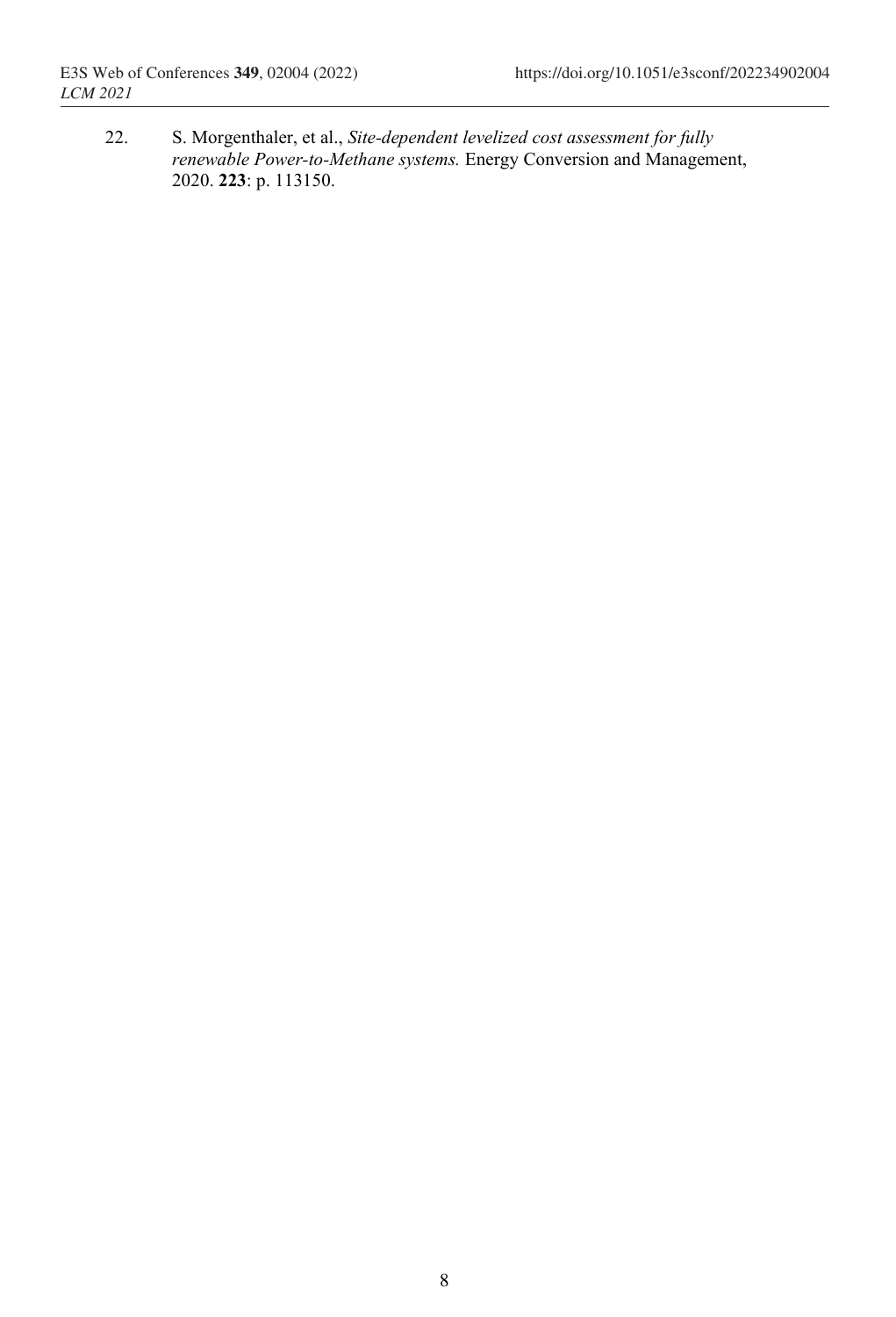22. S. Morgenthaler, et al., *Site-dependent levelized cost assessment for fully renewable Power-to-Methane systems.* Energy Conversion and Management, 2020. **223**: p. 113150.